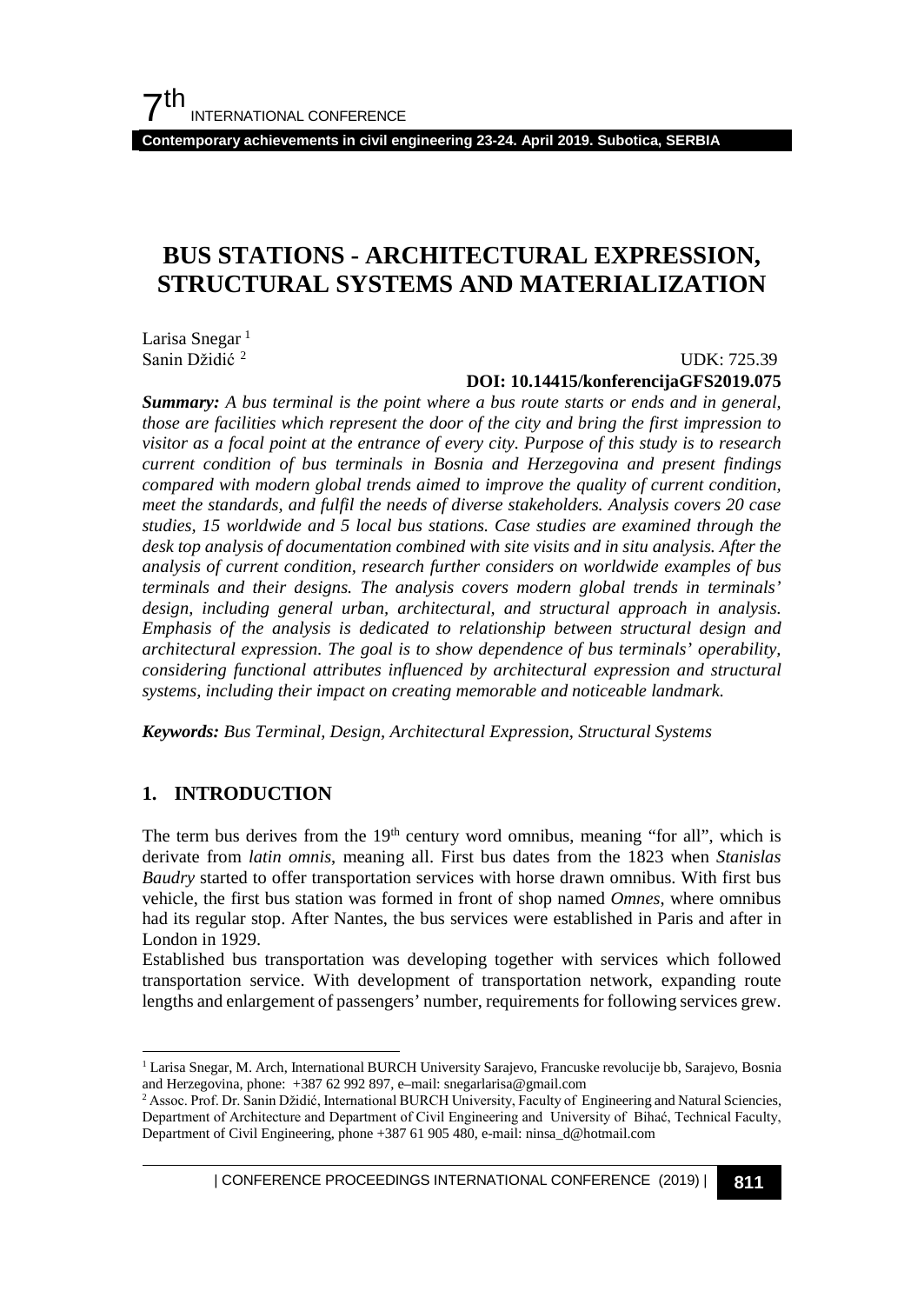# BUS STATIONS - ARCHITECTURAL EXPRESSION, STRUCTURAL SYSTEMS AND MATERIALIZATION

Larisa Snegar [1]
Sanin Džidić [2]

UDK: 725.39
**DOI: 10.14415/konferencijaGFS2019.075**

***Summary:*** *A bus terminal is the point where a bus route starts or ends and in general, those are facilities which represent the door of the city and bring the first impression to visitor as a focal point at the entrance of every city. Purpose of this study is to research current condition of bus terminals in Bosnia and Herzegovina and present findings compared with modern global trends aimed to improve the quality of current condition, meet the standards, and fulfil the needs of diverse stakeholders. Analysis covers 20 case studies, 15 worldwide and 5 local bus stations. Case studies are examined through the desk top analysis of documentation combined with site visits and in situ analysis. After the analysis of current condition, research further considers on worldwide examples of bus terminals and their designs. The analysis covers modern global trends in terminals' design, including general urban, architectural, and structural approach in analysis. Emphasis of the analysis is dedicated to relationship between structural design and architectural expression. The goal is to show dependence of bus terminals' operability, considering functional attributes influenced by architectural expression and structural systems, including their impact on creating memorable and noticeable landmark.*

***Keywords:*** *Bus Terminal, Design, Architectural Expression, Structural Systems*

## 1. INTRODUCTION

The term bus derives from the 19th century word omnibus, meaning "for all", which is derivate from *latin omnis*, meaning all. First bus dates from the 1823 when *Stanislas Baudry* started to offer transportation services with horse drawn omnibus. With first bus vehicle, the first bus station was formed in front of shop named *Omnes*, where omnibus had its regular stop. After Nantes, the bus services were established in Paris and after in London in 1929.

Established bus transportation was developing together with services which followed transportation service. With development of transportation network, expanding route lengths and enlargement of passengers' number, requirements for following services grew.

---

[1] Larisa Snegar, M. Arch, International BURCH University Sarajevo, Francuske revolucije bb, Sarajevo, Bosnia and Herzegovina, phone: +387 62 992 897, e–mail: snegarlarisa@gmail.com

[2] Assoc. Prof. Dr. Sanin Džidić, International BURCH University, Faculty of Engineering and Natural Sciencies, Department of Architecture and Department of Civil Engineering and University of Bihać, Technical Faculty, Department of Civil Engineering, phone +387 61 905 480, e-mail: ninsa_d@hotmail.com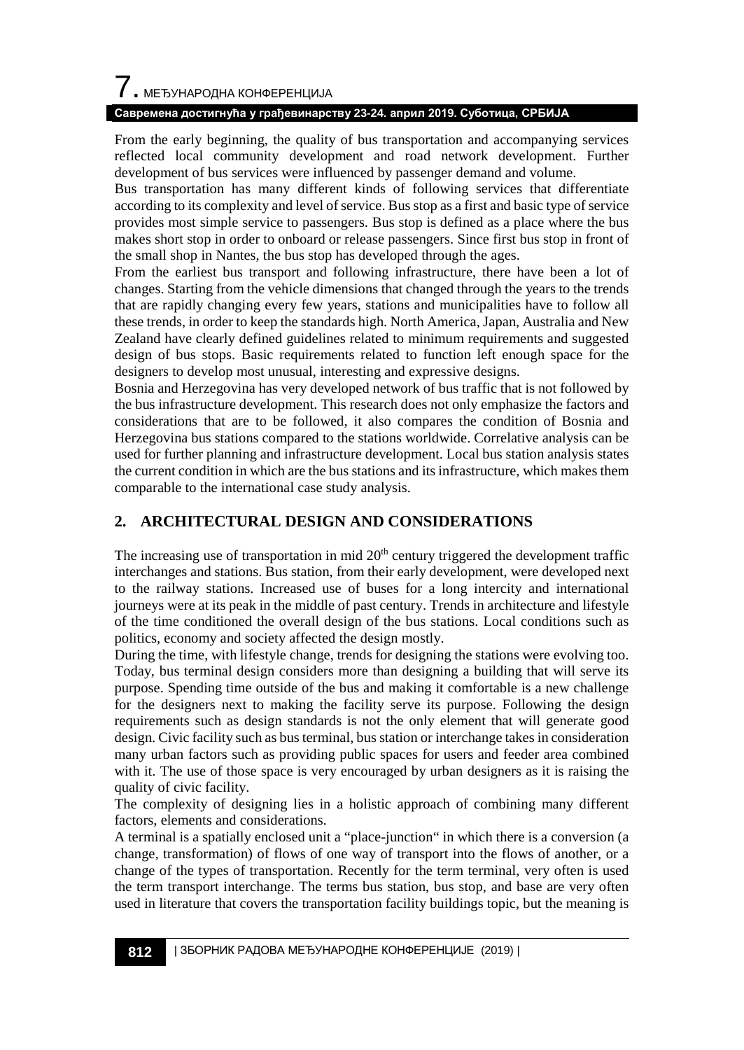From the early beginning, the quality of bus transportation and accompanying services reflected local community development and road network development. Further development of bus services were influenced by passenger demand and volume.

Bus transportation has many different kinds of following services that differentiate according to its complexity and level of service. Bus stop as a first and basic type of service provides most simple service to passengers. Bus stop is defined as a place where the bus makes short stop in order to onboard or release passengers. Since first bus stop in front of the small shop in Nantes, the bus stop has developed through the ages.

From the earliest bus transport and following infrastructure, there have been a lot of changes. Starting from the vehicle dimensions that changed through the years to the trends that are rapidly changing every few years, stations and municipalities have to follow all these trends, in order to keep the standards high. North America, Japan, Australia and New Zealand have clearly defined guidelines related to minimum requirements and suggested design of bus stops. Basic requirements related to function left enough space for the designers to develop most unusual, interesting and expressive designs.

Bosnia and Herzegovina has very developed network of bus traffic that is not followed by the bus infrastructure development. This research does not only emphasize the factors and considerations that are to be followed, it also compares the condition of Bosnia and Herzegovina bus stations compared to the stations worldwide. Correlative analysis can be used for further planning and infrastructure development. Local bus station analysis states the current condition in which are the bus stations and its infrastructure, which makes them comparable to the international case study analysis.

## 2. ARCHITECTURAL DESIGN AND CONSIDERATIONS

The increasing use of transportation in mid $20^{th}$ century triggered the development traffic interchanges and stations. Bus station, from their early development, were developed next to the railway stations. Increased use of buses for a long intercity and international journeys were at its peak in the middle of past century. Trends in architecture and lifestyle of the time conditioned the overall design of the bus stations. Local conditions such as politics, economy and society affected the design mostly.

During the time, with lifestyle change, trends for designing the stations were evolving too. Today, bus terminal design considers more than designing a building that will serve its purpose. Spending time outside of the bus and making it comfortable is a new challenge for the designers next to making the facility serve its purpose. Following the design requirements such as design standards is not the only element that will generate good design. Civic facility such as bus terminal, bus station or interchange takes in consideration many urban factors such as providing public spaces for users and feeder area combined with it. The use of those space is very encouraged by urban designers as it is raising the quality of civic facility.

The complexity of designing lies in a holistic approach of combining many different factors, elements and considerations.

A terminal is a spatially enclosed unit a "place-junction" in which there is a conversion (a change, transformation) of flows of one way of transport into the flows of another, or a change of the types of transportation. Recently for the term terminal, very often is used the term transport interchange. The terms bus station, bus stop, and base are very often used in literature that covers the transportation facility buildings topic, but the meaning is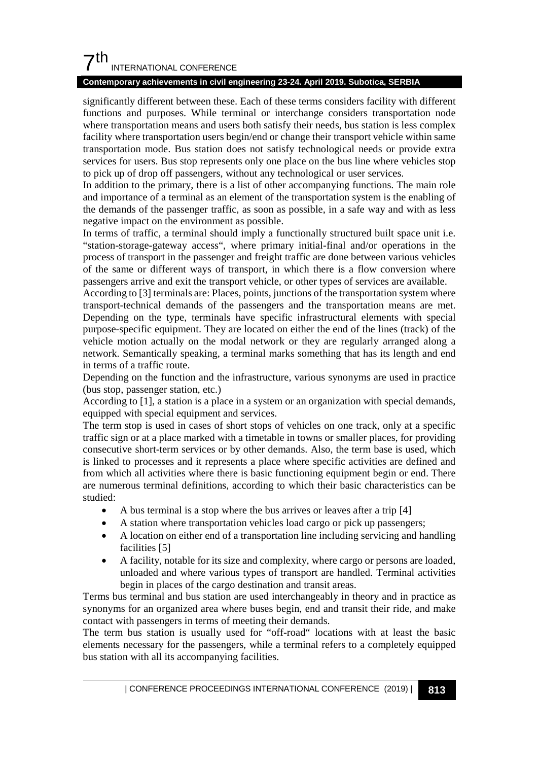significantly different between these. Each of these terms considers facility with different functions and purposes. While terminal or interchange considers transportation node where transportation means and users both satisfy their needs, bus station is less complex facility where transportation users begin/end or change their transport vehicle within same transportation mode. Bus station does not satisfy technological needs or provide extra services for users. Bus stop represents only one place on the bus line where vehicles stop to pick up of drop off passengers, without any technological or user services.

In addition to the primary, there is a list of other accompanying functions. The main role and importance of a terminal as an element of the transportation system is the enabling of the demands of the passenger traffic, as soon as possible, in a safe way and with as less negative impact on the environment as possible.

In terms of traffic, a terminal should imply a functionally structured built space unit i.e. "station-storage-gateway access", where primary initial-final and/or operations in the process of transport in the passenger and freight traffic are done between various vehicles of the same or different ways of transport, in which there is a flow conversion where passengers arrive and exit the transport vehicle, or other types of services are available.

According to [3] terminals are: Places, points, junctions of the transportation system where transport-technical demands of the passengers and the transportation means are met. Depending on the type, terminals have specific infrastructural elements with special purpose-specific equipment. They are located on either the end of the lines (track) of the vehicle motion actually on the modal network or they are regularly arranged along a network. Semantically speaking, a terminal marks something that has its length and end in terms of a traffic route.

Depending on the function and the infrastructure, various synonyms are used in practice (bus stop, passenger station, etc.)

According to [1], a station is a place in a system or an organization with special demands, equipped with special equipment and services.

The term stop is used in cases of short stops of vehicles on one track, only at a specific traffic sign or at a place marked with a timetable in towns or smaller places, for providing consecutive short-term services or by other demands. Also, the term base is used, which is linked to processes and it represents a place where specific activities are defined and from which all activities where there is basic functioning equipment begin or end. There are numerous terminal definitions, according to which their basic characteristics can be studied:

- A bus terminal is a stop where the bus arrives or leaves after a trip [4]
- A station where transportation vehicles load cargo or pick up passengers;
- A location on either end of a transportation line including servicing and handling facilities [5]
- A facility, notable for its size and complexity, where cargo or persons are loaded, unloaded and where various types of transport are handled. Terminal activities begin in places of the cargo destination and transit areas.

Terms bus terminal and bus station are used interchangeably in theory and in practice as synonyms for an organized area where buses begin, end and transit their ride, and make contact with passengers in terms of meeting their demands.

The term bus station is usually used for "off-road" locations with at least the basic elements necessary for the passengers, while a terminal refers to a completely equipped bus station with all its accompanying facilities.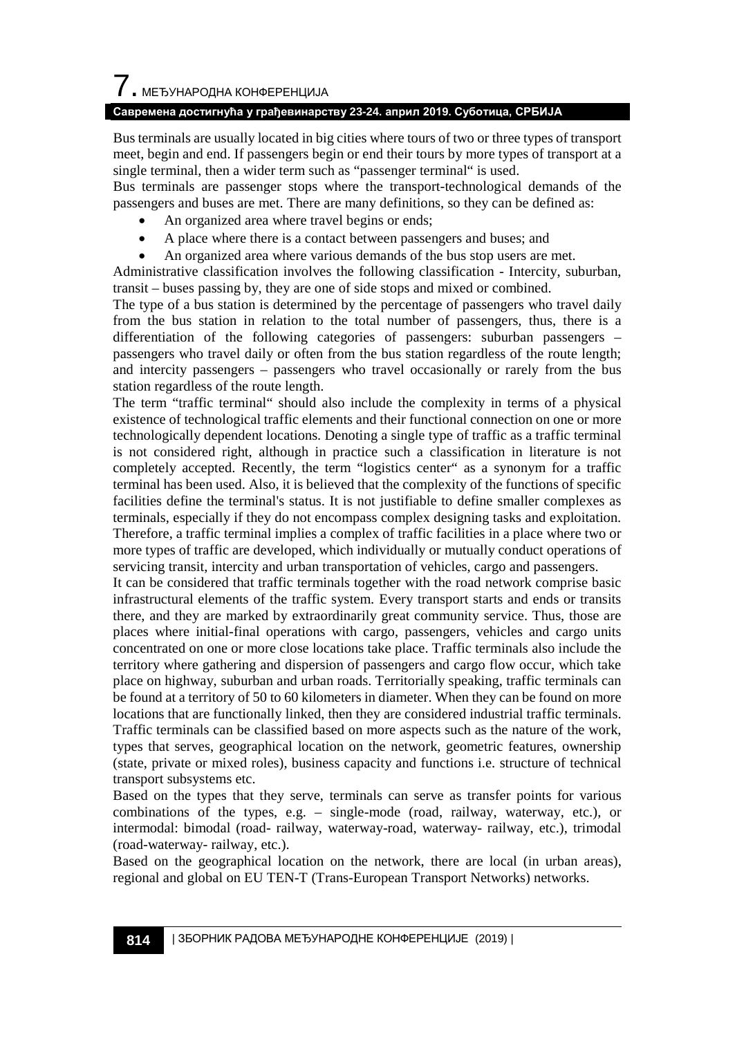Bus terminals are usually located in big cities where tours of two or three types of transport meet, begin and end. If passengers begin or end their tours by more types of transport at a single terminal, then a wider term such as "passenger terminal" is used.

Bus terminals are passenger stops where the transport-technological demands of the passengers and buses are met. There are many definitions, so they can be defined as:

- An organized area where travel begins or ends;
- A place where there is a contact between passengers and buses; and
- An organized area where various demands of the bus stop users are met.

Administrative classification involves the following classification - Intercity, suburban, transit – buses passing by, they are one of side stops and mixed or combined.

The type of a bus station is determined by the percentage of passengers who travel daily from the bus station in relation to the total number of passengers, thus, there is a differentiation of the following categories of passengers: suburban passengers – passengers who travel daily or often from the bus station regardless of the route length; and intercity passengers – passengers who travel occasionally or rarely from the bus station regardless of the route length.

The term "traffic terminal" should also include the complexity in terms of a physical existence of technological traffic elements and their functional connection on one or more technologically dependent locations. Denoting a single type of traffic as a traffic terminal is not considered right, although in practice such a classification in literature is not completely accepted. Recently, the term "logistics center" as a synonym for a traffic terminal has been used. Also, it is believed that the complexity of the functions of specific facilities define the terminal's status. It is not justifiable to define smaller complexes as terminals, especially if they do not encompass complex designing tasks and exploitation. Therefore, a traffic terminal implies a complex of traffic facilities in a place where two or more types of traffic are developed, which individually or mutually conduct operations of servicing transit, intercity and urban transportation of vehicles, cargo and passengers.

It can be considered that traffic terminals together with the road network comprise basic infrastructural elements of the traffic system. Every transport starts and ends or transits there, and they are marked by extraordinarily great community service. Thus, those are places where initial-final operations with cargo, passengers, vehicles and cargo units concentrated on one or more close locations take place. Traffic terminals also include the territory where gathering and dispersion of passengers and cargo flow occur, which take place on highway, suburban and urban roads. Territorially speaking, traffic terminals can be found at a territory of 50 to 60 kilometers in diameter. When they can be found on more locations that are functionally linked, then they are considered industrial traffic terminals.

Traffic terminals can be classified based on more aspects such as the nature of the work, types that serves, geographical location on the network, geometric features, ownership (state, private or mixed roles), business capacity and functions i.e. structure of technical transport subsystems etc.

Based on the types that they serve, terminals can serve as transfer points for various combinations of the types, e.g. – single-mode (road, railway, waterway, etc.), or intermodal: bimodal (road- railway, waterway-road, waterway- railway, etc.), trimodal (road-waterway- railway, etc.).

Based on the geographical location on the network, there are local (in urban areas), regional and global on EU TEN-T (Trans-European Transport Networks) networks.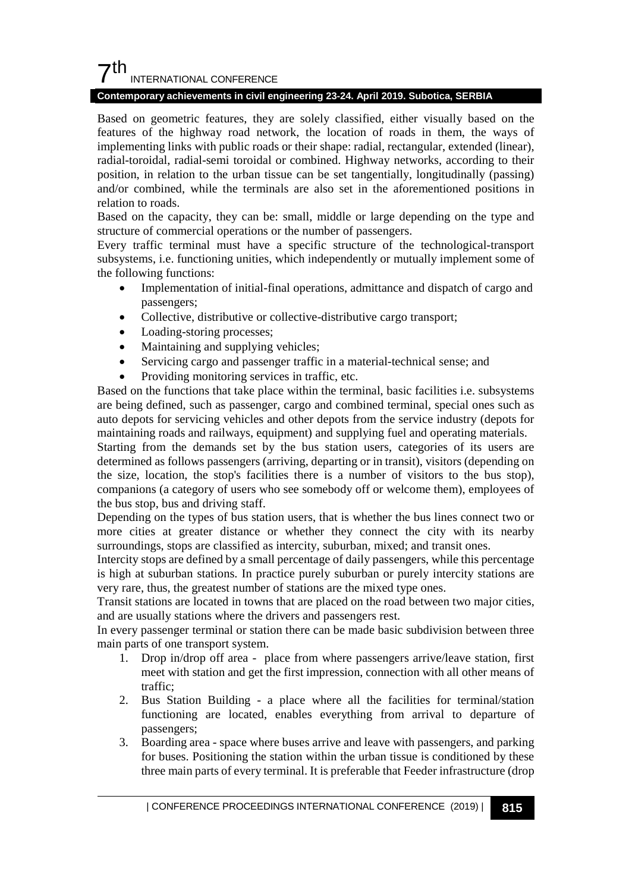Based on geometric features, they are solely classified, either visually based on the features of the highway road network, the location of roads in them, the ways of implementing links with public roads or their shape: radial, rectangular, extended (linear), radial-toroidal, radial-semi toroidal or combined. Highway networks, according to their position, in relation to the urban tissue can be set tangentially, longitudinally (passing) and/or combined, while the terminals are also set in the aforementioned positions in relation to roads.

Based on the capacity, they can be: small, middle or large depending on the type and structure of commercial operations or the number of passengers.

Every traffic terminal must have a specific structure of the technological-transport subsystems, i.e. functioning unities, which independently or mutually implement some of the following functions:

- Implementation of initial-final operations, admittance and dispatch of cargo and passengers;
- Collective, distributive or collective-distributive cargo transport;
- Loading-storing processes;
- Maintaining and supplying vehicles;
- Servicing cargo and passenger traffic in a material-technical sense; and
- Providing monitoring services in traffic, etc.

Based on the functions that take place within the terminal, basic facilities i.e. subsystems are being defined, such as passenger, cargo and combined terminal, special ones such as auto depots for servicing vehicles and other depots from the service industry (depots for maintaining roads and railways, equipment) and supplying fuel and operating materials.

Starting from the demands set by the bus station users, categories of its users are determined as follows passengers (arriving, departing or in transit), visitors (depending on the size, location, the stop's facilities there is a number of visitors to the bus stop), companions (a category of users who see somebody off or welcome them), employees of the bus stop, bus and driving staff.

Depending on the types of bus station users, that is whether the bus lines connect two or more cities at greater distance or whether they connect the city with its nearby surroundings, stops are classified as intercity, suburban, mixed; and transit ones.

Intercity stops are defined by a small percentage of daily passengers, while this percentage is high at suburban stations. In practice purely suburban or purely intercity stations are very rare, thus, the greatest number of stations are the mixed type ones.

Transit stations are located in towns that are placed on the road between two major cities, and are usually stations where the drivers and passengers rest.

In every passenger terminal or station there can be made basic subdivision between three main parts of one transport system.

1. Drop in/drop off area - place from where passengers arrive/leave station, first meet with station and get the first impression, connection with all other means of traffic;
2. Bus Station Building - a place where all the facilities for terminal/station functioning are located, enables everything from arrival to departure of passengers;
3. Boarding area - space where buses arrive and leave with passengers, and parking for buses. Positioning the station within the urban tissue is conditioned by these three main parts of every terminal. It is preferable that Feeder infrastructure (drop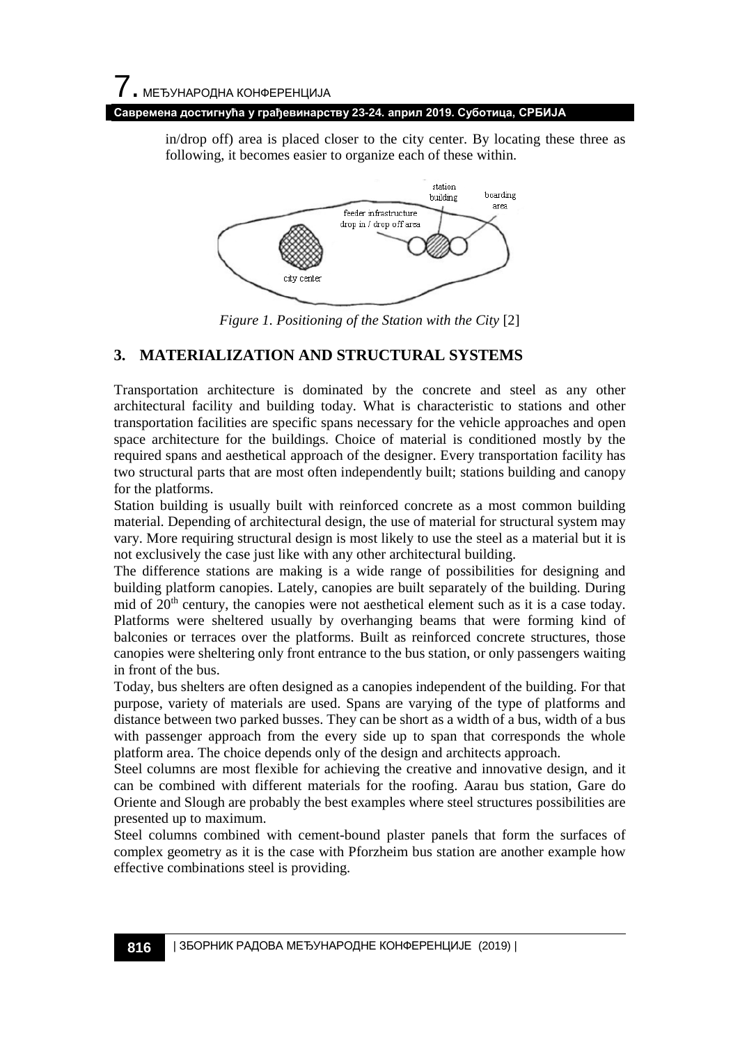in/drop off) area is placed closer to the city center. By locating these three as following, it becomes easier to organize each of these within.

*Figure 1. Positioning of the Station with the City* [2]

## 3. MATERIALIZATION AND STRUCTURAL SYSTEMS

Transportation architecture is dominated by the concrete and steel as any other architectural facility and building today. What is characteristic to stations and other transportation facilities are specific spans necessary for the vehicle approaches and open space architecture for the buildings. Choice of material is conditioned mostly by the required spans and aesthetical approach of the designer. Every transportation facility has two structural parts that are most often independently built; stations building and canopy for the platforms.

Station building is usually built with reinforced concrete as a most common building material. Depending of architectural design, the use of material for structural system may vary. More requiring structural design is most likely to use the steel as a material but it is not exclusively the case just like with any other architectural building.

The difference stations are making is a wide range of possibilities for designing and building platform canopies. Lately, canopies are built separately of the building. During mid of 20th century, the canopies were not aesthetical element such as it is a case today. Platforms were sheltered usually by overhanging beams that were forming kind of balconies or terraces over the platforms. Built as reinforced concrete structures, those canopies were sheltering only front entrance to the bus station, or only passengers waiting in front of the bus.

Today, bus shelters are often designed as a canopies independent of the building. For that purpose, variety of materials are used. Spans are varying of the type of platforms and distance between two parked busses. They can be short as a width of a bus, width of a bus with passenger approach from the every side up to span that corresponds the whole platform area. The choice depends only of the design and architects approach.

Steel columns are most flexible for achieving the creative and innovative design, and it can be combined with different materials for the roofing. Aarau bus station, Gare do Oriente and Slough are probably the best examples where steel structures possibilities are presented up to maximum.

Steel columns combined with cement-bound plaster panels that form the surfaces of complex geometry as it is the case with Pforzheim bus station are another example how effective combinations steel is providing.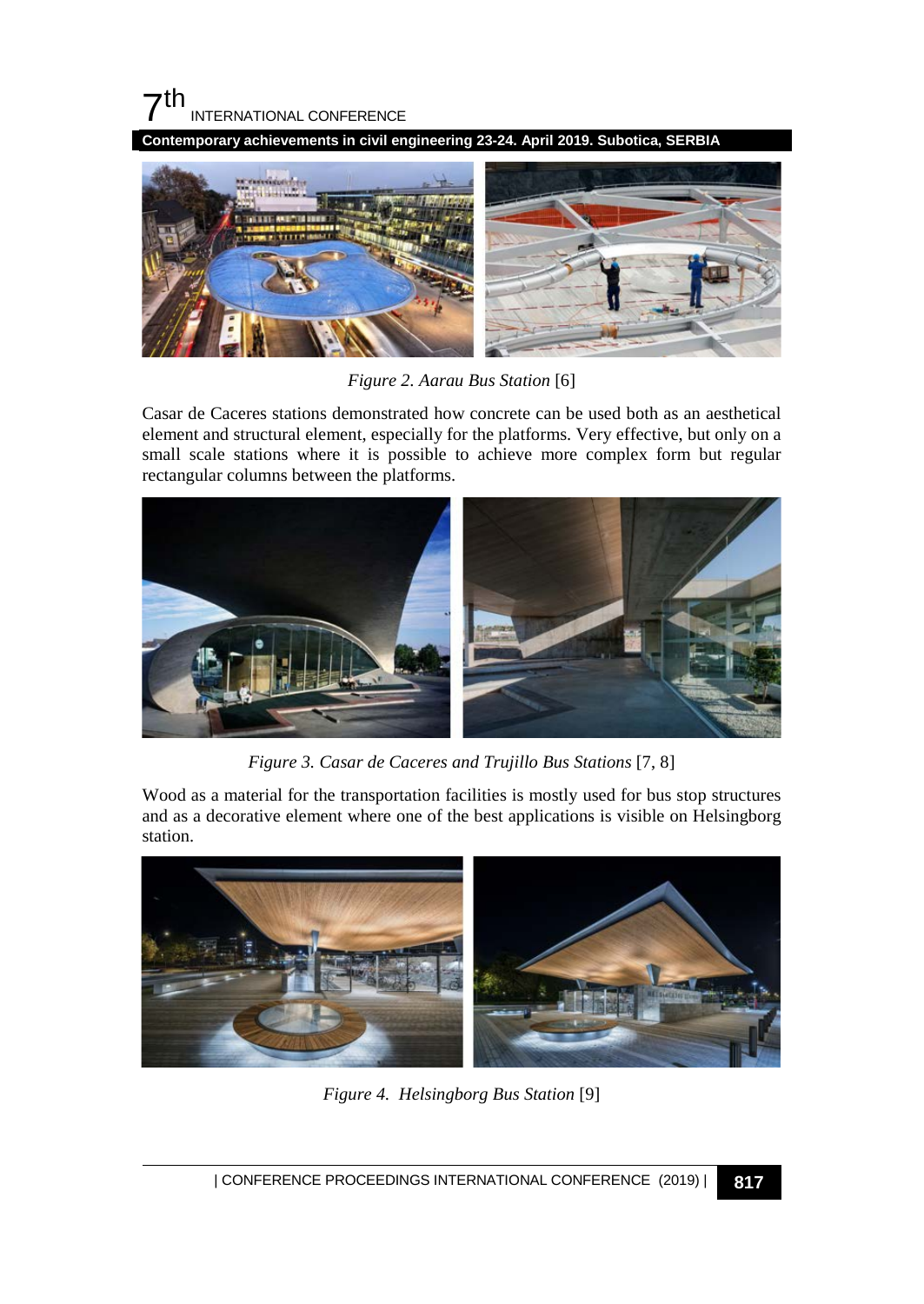*Figure 2. Aarau Bus Station* [6]

Casar de Caceres stations demonstrated how concrete can be used both as an aesthetical element and structural element, especially for the platforms. Very effective, but only on a small scale stations where it is possible to achieve more complex form but regular rectangular columns between the platforms.

*Figure 3. Casar de Caceres and Trujillo Bus Stations* [7, 8]

Wood as a material for the transportation facilities is mostly used for bus stop structures and as a decorative element where one of the best applications is visible on Helsingborg station.

*Figure 4. Helsingborg Bus Station* [9]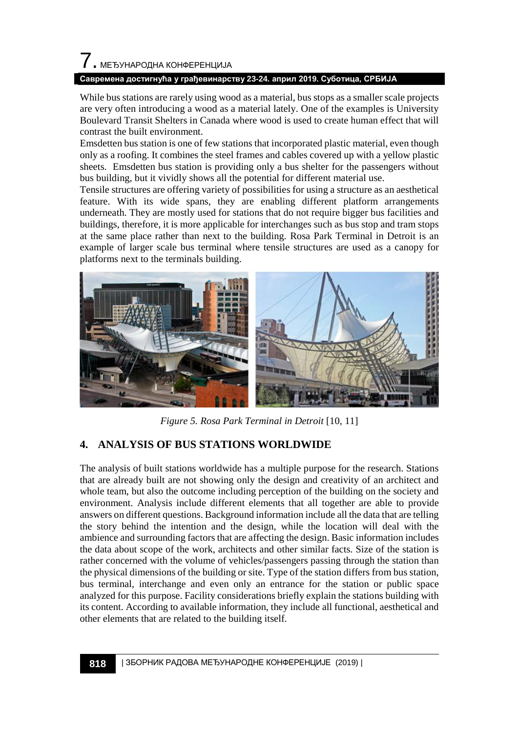While bus stations are rarely using wood as a material, bus stops as a smaller scale projects are very often introducing a wood as a material lately. One of the examples is University Boulevard Transit Shelters in Canada where wood is used to create human effect that will contrast the built environment.

Emsdetten bus station is one of few stations that incorporated plastic material, even though only as a roofing. It combines the steel frames and cables covered up with a yellow plastic sheets. Emsdetten bus station is providing only a bus shelter for the passengers without bus building, but it vividly shows all the potential for different material use.

Tensile structures are offering variety of possibilities for using a structure as an aesthetical feature. With its wide spans, they are enabling different platform arrangements underneath. They are mostly used for stations that do not require bigger bus facilities and buildings, therefore, it is more applicable for interchanges such as bus stop and tram stops at the same place rather than next to the building. Rosa Park Terminal in Detroit is an example of larger scale bus terminal where tensile structures are used as a canopy for platforms next to the terminals building.

*Figure 5. Rosa Park Terminal in Detroit* [10, 11]

## 4. ANALYSIS OF BUS STATIONS WORLDWIDE

The analysis of built stations worldwide has a multiple purpose for the research. Stations that are already built are not showing only the design and creativity of an architect and whole team, but also the outcome including perception of the building on the society and environment. Analysis include different elements that all together are able to provide answers on different questions. Background information include all the data that are telling the story behind the intention and the design, while the location will deal with the ambience and surrounding factors that are affecting the design. Basic information includes the data about scope of the work, architects and other similar facts. Size of the station is rather concerned with the volume of vehicles/passengers passing through the station than the physical dimensions of the building or site. Type of the station differs from bus station, bus terminal, interchange and even only an entrance for the station or public space analyzed for this purpose. Facility considerations briefly explain the stations building with its content. According to available information, they include all functional, aesthetical and other elements that are related to the building itself.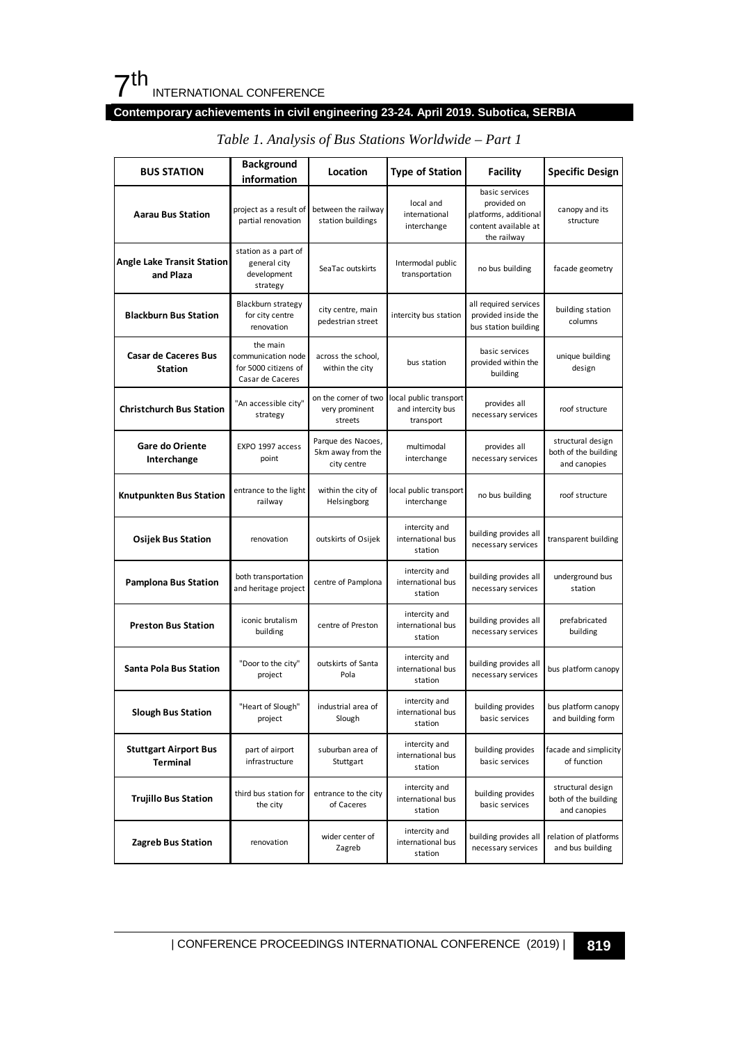*Table 1. Analysis of Bus Stations Worldwide – Part 1*

| BUS STATION | Background information | Location | Type of Station | Facility | Specific Design |
|---|---|---|---|---|---|
| **Aarau Bus Station** | project as a result of partial renovation | between the railway station buildings | local and international interchange | basic services provided on platforms, additional content available at the railway | canopy and its structure |
| **Angle Lake Transit Station and Plaza** | station as a part of general city development strategy | SeaTac outskirts | Intermodal public transportation | no bus building | facade geometry |
| **Blackburn Bus Station** | Blackburn strategy for city centre renovation | city centre, main pedestrian street | intercity bus station | all required services provided inside the bus station building | building station columns |
| **Casar de Caceres Bus Station** | the main communication node for 5000 citizens of Casar de Caceres | across the school, within the city | bus station | basic services provided within the building | unique building design |
| **Christchurch Bus Station** | "An accessible city" strategy | on the corner of two very prominent streets | local public transport and intercity bus transport | provides all necessary services | roof structure |
| **Gare do Oriente Interchange** | EXPO 1997 access point | Parque des Nacoes, 5km away from the city centre | multimodal interchange | provides all necessary services | structural design both of the building and canopies |
| **Knutpunkten Bus Station** | entrance to the light railway | within the city of Helsingborg | local public transport interchange | no bus building | roof structure |
| **Osijek Bus Station** | renovation | outskirts of Osijek | intercity and international bus station | building provides all necessary services | transparent building |
| **Pamplona Bus Station** | both transportation and heritage project | centre of Pamplona | intercity and international bus station | building provides all necessary services | underground bus station |
| **Preston Bus Station** | iconic brutalism building | centre of Preston | intercity and international bus station | building provides all necessary services | prefabricated building |
| **Santa Pola Bus Station** | "Door to the city" project | outskirts of Santa Pola | intercity and international bus station | building provides all necessary services | bus platform canopy |
| **Slough Bus Station** | "Heart of Slough" project | industrial area of Slough | intercity and international bus station | building provides basic services | bus platform canopy and building form |
| **Stuttgart Airport Bus Terminal** | part of airport infrastructure | suburban area of Stuttgart | intercity and international bus station | building provides basic services | facade and simplicity of function |
| **Trujillo Bus Station** | third bus station for the city | entrance to the city of Caceres | intercity and international bus station | building provides basic services | structural design both of the building and canopies |
| **Zagreb Bus Station** | renovation | wider center of Zagreb | intercity and international bus station | building provides all necessary services | relation of platforms and bus building |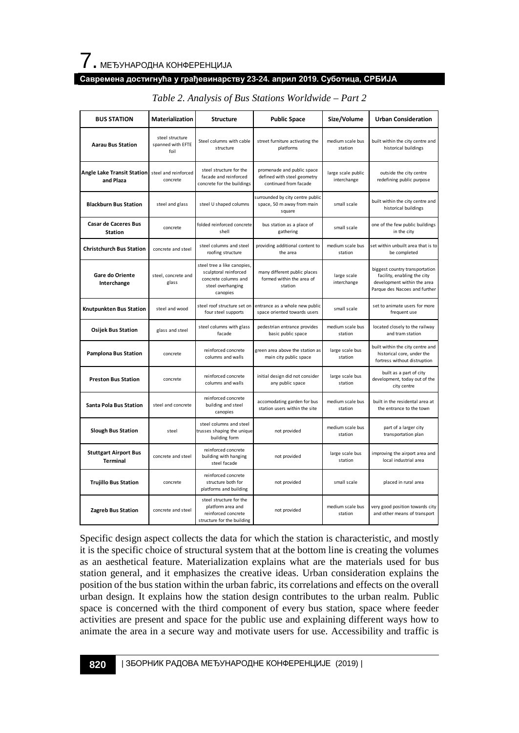*Table 2. Analysis of Bus Stations Worldwide – Part 2*

| BUS STATION | Materialization | Structure | Public Space | Size/Volume | Urban Consideration |
|---|---|---|---|---|---|
| **Aarau Bus Station** | steel structure spanned with EFTE foil | Steel columns with cable structure | street furniture activating the platforms | medium scale bus station | built within the city centre and historical buildings |
| **Angle Lake Transit Station and Plaza** | steel and reinforced concrete | steel structure for the facade and reinforced concrete for the buildings | promenade and public space defined with steel geometry continued from facade | large scale public interchange | outside the city centre redefining public purpose |
| **Blackburn Bus Station** | steel and glass | steel U shaped columns | surrounded by city centre public space, 50 m away from main square | small scale | built within the city centre and historical buildings |
| **Casar de Caceres Bus Station** | concrete | folded reinforced concrete shell | bus station as a place of gathering | small scale | one of the few public buildings in the city |
| **Christchurch Bus Station** | concrete and steel | steel columns and steel roofing structure | providing additional content to the area | medium scale bus station | set within unbuilt area that is to be completed |
| **Gare do Oriente Interchange** | steel, concrete and glass | steel tree a like canopies, sculptoral reinforced concrete columns and steel overhanging canopies | many different public places formed within the area of station | large scale interchange | biggest country transportation facility, enabling the city development within the area Parque des Nacoes and further |
| **Knutpunkten Bus Station** | steel and wood | steel roof structure set on four steel supports | entrance as a whole new public space oriented towards users | small scale | set to animate users for more frequent use |
| **Osijek Bus Station** | glass and steel | steel columns with glass facade | pedestrian entrance provides basic public space | medium scale bus station | located closely to the railway and tram station |
| **Pamplona Bus Station** | concrete | reinforced concrete columns and walls | green area above the station as main city public space | large scale bus station | built within the city centre and historical core, under the fortress without distruption |
| **Preston Bus Station** | concrete | reinforced concrete columns and walls | initial design did not consider any public space | large scale bus station | built as a part of city development, today out of the city centre |
| **Santa Pola Bus Station** | steel and concrete | reinforced concrete building and steel canopies | accomodating garden for bus station users within the site | medium scale bus station | built in the residental area at the entrance to the town |
| **Slough Bus Station** | steel | steel columns and steel trusses shaping the unique building form | not provided | medium scale bus station | part of a larger city transportation plan |
| **Stuttgart Airport Bus Terminal** | concrete and steel | reinforced concrete building with hanging steel facade | not provided | large scale bus station | improving the airport area and local industrial area |
| **Trujillo Bus Station** | concrete | reinforced concrete structure both for platforms and building | not provided | small scale | placed in rural area |
| **Zagreb Bus Station** | concrete and steel | steel structure for the platform area and reinforced concrete structure for the building | not provided | medium scale bus station | very good position towards city and other means of transport |

Specific design aspect collects the data for which the station is characteristic, and mostly it is the specific choice of structural system that at the bottom line is creating the volumes as an aesthetical feature. Materialization explains what are the materials used for bus station general, and it emphasizes the creative ideas. Urban consideration explains the position of the bus station within the urban fabric, its correlations and effects on the overall urban design. It explains how the station design contributes to the urban realm. Public space is concerned with the third component of every bus station, space where feeder activities are present and space for the public use and explaining different ways how to animate the area in a secure way and motivate users for use. Accessibility and traffic is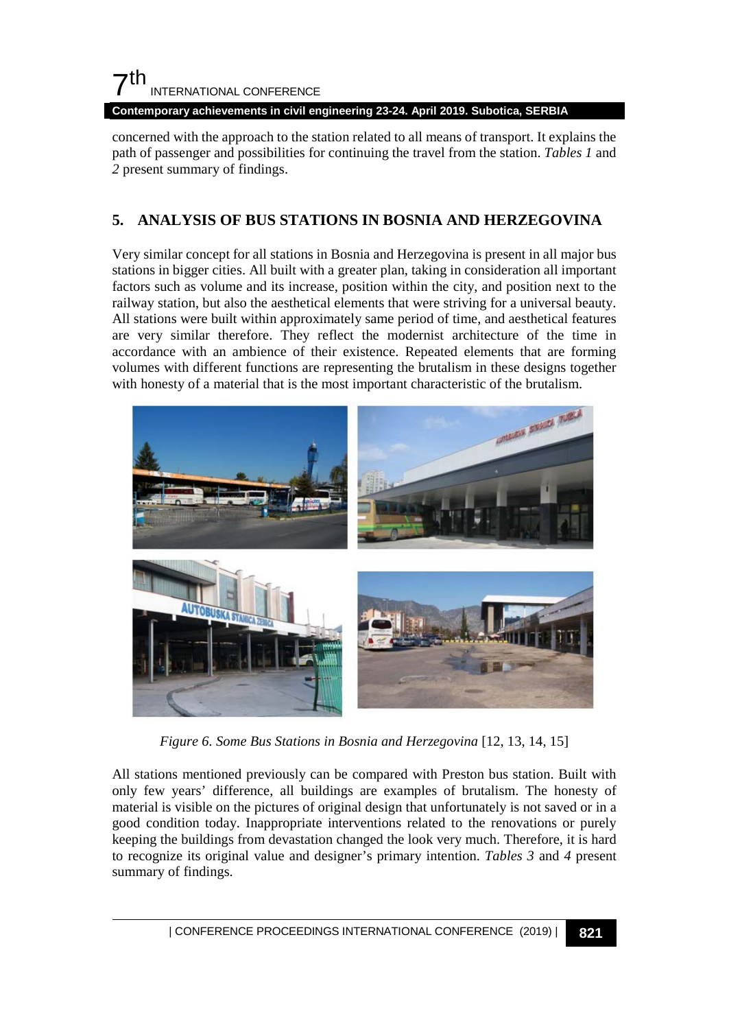concerned with the approach to the station related to all means of transport. It explains the path of passenger and possibilities for continuing the travel from the station. *Tables 1* and *2* present summary of findings.

## 5. ANALYSIS OF BUS STATIONS IN BOSNIA AND HERZEGOVINA

Very similar concept for all stations in Bosnia and Herzegovina is present in all major bus stations in bigger cities. All built with a greater plan, taking in consideration all important factors such as volume and its increase, position within the city, and position next to the railway station, but also the aesthetical elements that were striving for a universal beauty. All stations were built within approximately same period of time, and aesthetical features are very similar therefore. They reflect the modernist architecture of the time in accordance with an ambience of their existence. Repeated elements that are forming volumes with different functions are representing the brutalism in these designs together with honesty of a material that is the most important characteristic of the brutalism.

*Figure 6. Some Bus Stations in Bosnia and Herzegovina* [12, 13, 14, 15]

All stations mentioned previously can be compared with Preston bus station. Built with only few years' difference, all buildings are examples of brutalism. The honesty of material is visible on the pictures of original design that unfortunately is not saved or in a good condition today. Inappropriate interventions related to the renovations or purely keeping the buildings from devastation changed the look very much. Therefore, it is hard to recognize its original value and designer's primary intention. *Tables 3* and *4* present summary of findings.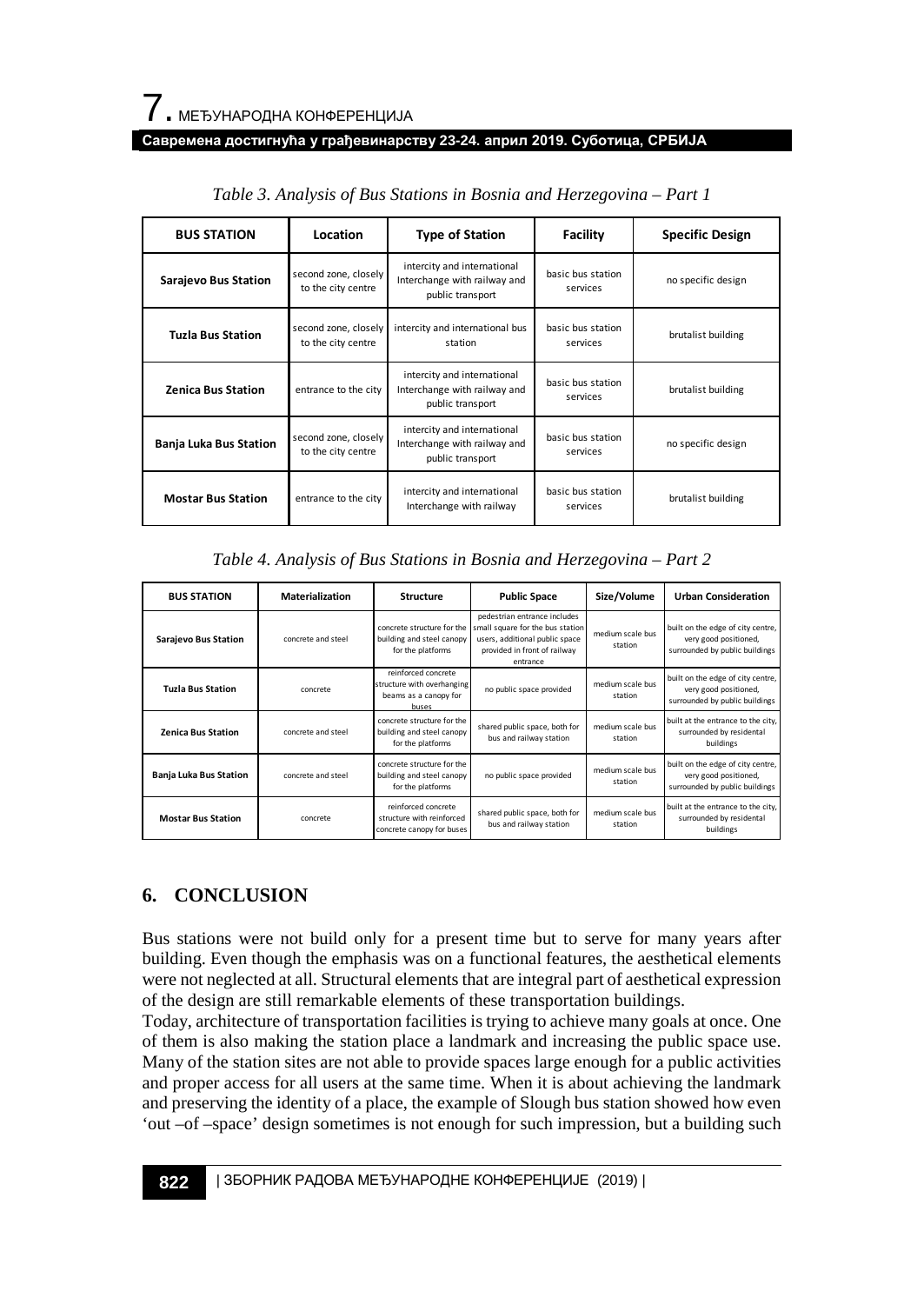*Table 3. Analysis of Bus Stations in Bosnia and Herzegovina – Part 1*

| BUS STATION | Location | Type of Station | Facility | Specific Design |
|---|---|---|---|---|
| Sarajevo Bus Station | second zone, closely to the city centre | intercity and international Interchange with railway and public transport | basic bus station services | no specific design |
| Tuzla Bus Station | second zone, closely to the city centre | intercity and international bus station | basic bus station services | brutalist building |
| Zenica Bus Station | entrance to the city | intercity and international Interchange with railway and public transport | basic bus station services | brutalist building |
| Banja Luka Bus Station | second zone, closely to the city centre | intercity and international Interchange with railway and public transport | basic bus station services | no specific design |
| Mostar Bus Station | entrance to the city | intercity and international Interchange with railway | basic bus station services | brutalist building |

*Table 4. Analysis of Bus Stations in Bosnia and Herzegovina – Part 2*

| BUS STATION | Materialization | Structure | Public Space | Size/Volume | Urban Consideration |
|---|---|---|---|---|---|
| Sarajevo Bus Station | concrete and steel | concrete structure for the building and steel canopy for the platforms | pedestrian entrance includes small square for the bus station users, additional public space provided in front of railway entrance | medium scale bus station | built on the edge of city centre, very good positioned, surrounded by public buildings |
| Tuzla Bus Station | concrete | reinforced concrete structure with overhanging beams as a canopy for buses | no public space provided | medium scale bus station | built on the edge of city centre, very good positioned, surrounded by public buildings |
| Zenica Bus Station | concrete and steel | concrete structure for the building and steel canopy for the platforms | shared public space, both for bus and railway station | medium scale bus station | built at the entrance to the city, surrounded by residental buildings |
| Banja Luka Bus Station | concrete and steel | concrete structure for the building and steel canopy for the platforms | no public space provided | medium scale bus station | built on the edge of city centre, very good positioned, surrounded by public buildings |
| Mostar Bus Station | concrete | reinforced concrete structure with reinforced concrete canopy for buses | shared public space, both for bus and railway station | medium scale bus station | built at the entrance to the city, surrounded by residental buildings |

## 6. CONCLUSION

Bus stations were not build only for a present time but to serve for many years after building. Even though the emphasis was on a functional features, the aesthetical elements were not neglected at all. Structural elements that are integral part of aesthetical expression of the design are still remarkable elements of these transportation buildings.

Today, architecture of transportation facilities is trying to achieve many goals at once. One of them is also making the station place a landmark and increasing the public space use. Many of the station sites are not able to provide spaces large enough for a public activities and proper access for all users at the same time. When it is about achieving the landmark and preserving the identity of a place, the example of Slough bus station showed how even 'out –of –space' design sometimes is not enough for such impression, but a building such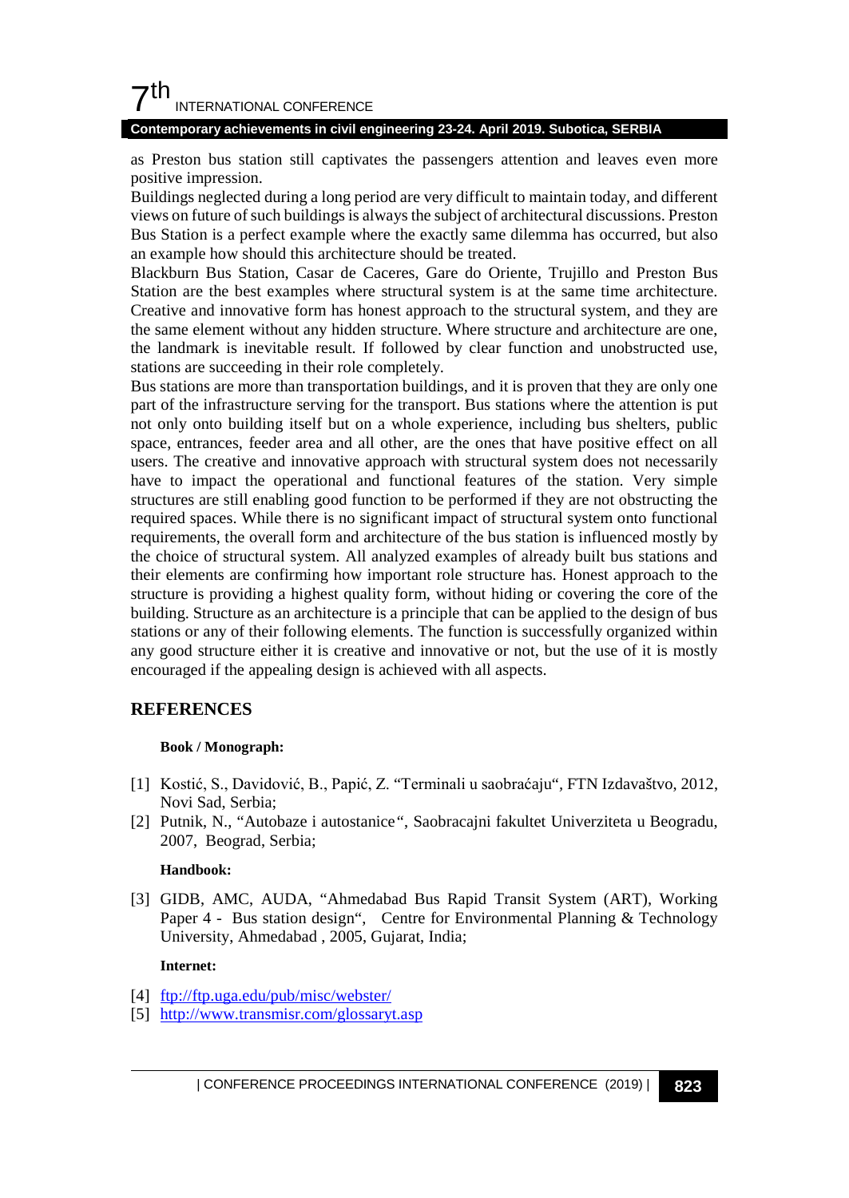as Preston bus station still captivates the passengers attention and leaves even more positive impression.

Buildings neglected during a long period are very difficult to maintain today, and different views on future of such buildings is always the subject of architectural discussions. Preston Bus Station is a perfect example where the exactly same dilemma has occurred, but also an example how should this architecture should be treated.

Blackburn Bus Station, Casar de Caceres, Gare do Oriente, Trujillo and Preston Bus Station are the best examples where structural system is at the same time architecture. Creative and innovative form has honest approach to the structural system, and they are the same element without any hidden structure. Where structure and architecture are one, the landmark is inevitable result. If followed by clear function and unobstructed use, stations are succeeding in their role completely.

Bus stations are more than transportation buildings, and it is proven that they are only one part of the infrastructure serving for the transport. Bus stations where the attention is put not only onto building itself but on a whole experience, including bus shelters, public space, entrances, feeder area and all other, are the ones that have positive effect on all users. The creative and innovative approach with structural system does not necessarily have to impact the operational and functional features of the station. Very simple structures are still enabling good function to be performed if they are not obstructing the required spaces. While there is no significant impact of structural system onto functional requirements, the overall form and architecture of the bus station is influenced mostly by the choice of structural system. All analyzed examples of already built bus stations and their elements are confirming how important role structure has. Honest approach to the structure is providing a highest quality form, without hiding or covering the core of the building. Structure as an architecture is a principle that can be applied to the design of bus stations or any of their following elements. The function is successfully organized within any good structure either it is creative and innovative or not, but the use of it is mostly encouraged if the appealing design is achieved with all aspects.

## REFERENCES

**Book / Monograph:**

[1] Kostić, S., Davidović, B., Papić, Z. "Terminali u saobraćaju", FTN Izdavaštvo, 2012, Novi Sad, Serbia;

[2] Putnik, N., "Autobaze i autostanice", Saobracajni fakultet Univerziteta u Beogradu, 2007, Beograd, Serbia;

**Handbook:**

[3] GIDB, AMC, AUDA, "Ahmedabad Bus Rapid Transit System (ART), Working Paper 4 - Bus station design", Centre for Environmental Planning & Technology University, Ahmedabad , 2005, Gujarat, India;

**Internet:**

[4] ftp://ftp.uga.edu/pub/misc/webster/

[5] http://www.transmisr.com/glossaryt.asp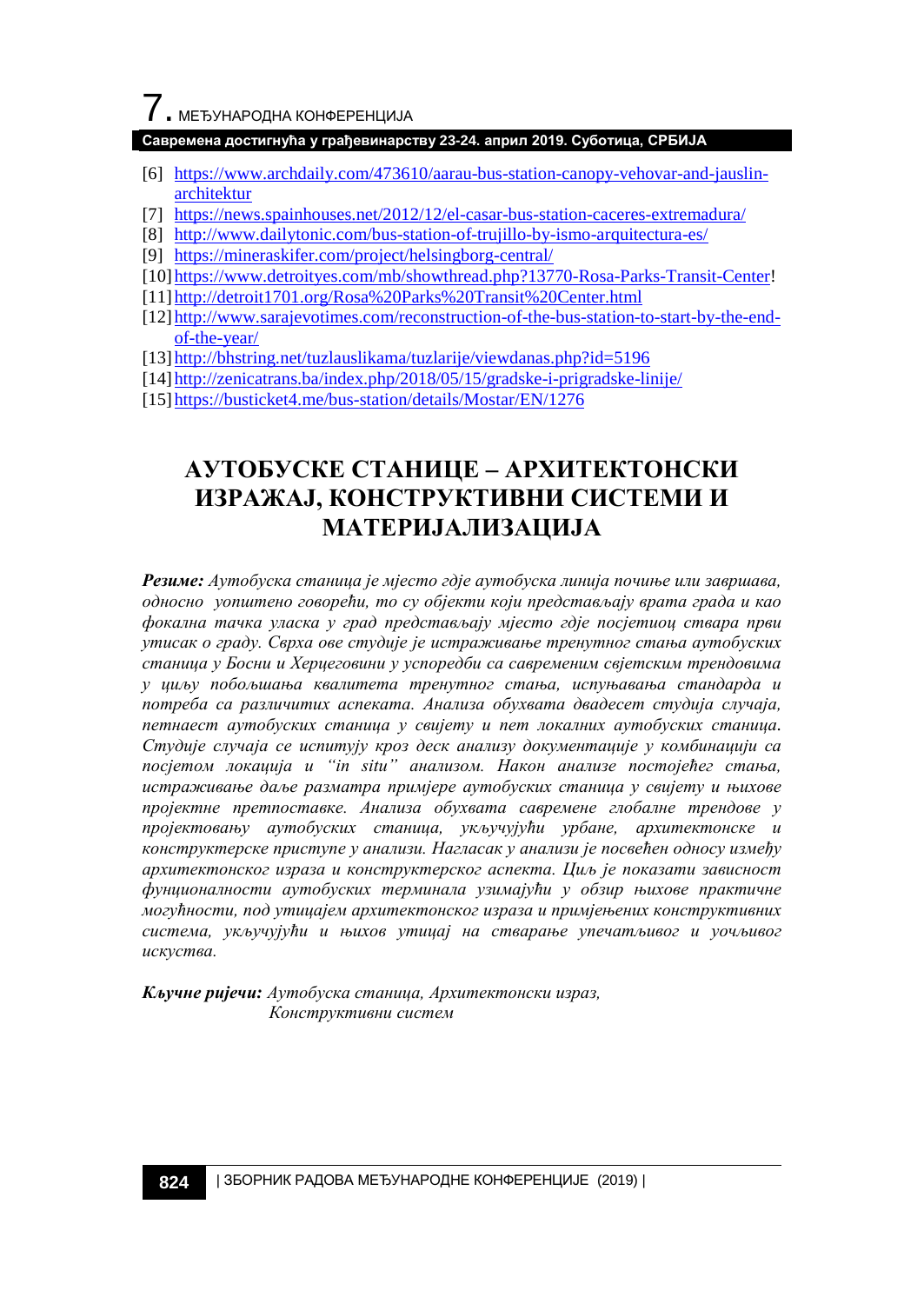[6] https://www.archdaily.com/473610/aarau-bus-station-canopy-vehovar-and-jauslin-architektur
[7] https://news.spainhouses.net/2012/12/el-casar-bus-station-caceres-extremadura/
[8] http://www.dailytonic.com/bus-station-of-trujillo-by-ismo-arquitectura-es/
[9] https://mineraskifer.com/project/helsingborg-central/
[10] https://www.detroityes.com/mb/showthread.php?13770-Rosa-Parks-Transit-Center!
[11] http://detroit1701.org/Rosa%20Parks%20Transit%20Center.html
[12] http://www.sarajevotimes.com/reconstruction-of-the-bus-station-to-start-by-the-end-of-the-year/
[13] http://bhstring.net/tuzlauslikama/tuzlarije/viewdanas.php?id=5196
[14] http://zenicatrans.ba/index.php/2018/05/15/gradske-i-prigradske-linije/
[15] https://busticket4.me/bus-station/details/Mostar/EN/1276

# АУТОБУСКЕ СТАНИЦЕ – АРХИТЕКТОНСКИ ИЗРАЖАЈ, КОНСТРУКТИВНИ СИСТЕМИ И МАТЕРИЈАЛИЗАЦИЈА

***Резиме:*** *Аутобуска станица је мјесто гдје аутобуска линија почиње или завршава, односно уопштено говорећи, то су објекти који представљају врата града и као фокална тачка уласка у град представљају мјесто гдје посјетиоц ствара први утисак о граду. Сврха ове студије је истраживање тренутног стања аутобуских станица у Босни и Херцеговини у успоредби са савременим свјетским трендовима у циљу побољшања квалитета тренутног стања, испуњавања стандарда и потреба са различитих аспеката. Анализа обухвата двадесет студија случаја, петнаест аутобуских станица у свијету и пет локалних аутобуских станица. Студије случаја се испитују кроз деск анализу документације у комбинацији са посјетом локација и "in situ" анализом. Након анализе постојећег стања, истраживање даље разматра примјере аутобуских станица у свијету и њихове пројектне претпоставке. Анализа обухвата савремене глобалне трендове у пројектовању аутобуских станица, укључујући урбане, архитектонске и конструктерске приступе у анализи. Нагласак у анализи је посвећен односу између архитектонског израза и конструктерског аспекта. Циљ је показати зависност фунционалности аутобуских терминала узимајући у обзир њихове практичне могућности, под утицајем архитектонског израза и примјењених конструктивних система, укључујући и њихов утицај на стварање упечатљивог и уочљивог искуства.*

***Кључне ријечи:*** *Аутобуска станица, Архитектонски израз, Конструктивни систем*